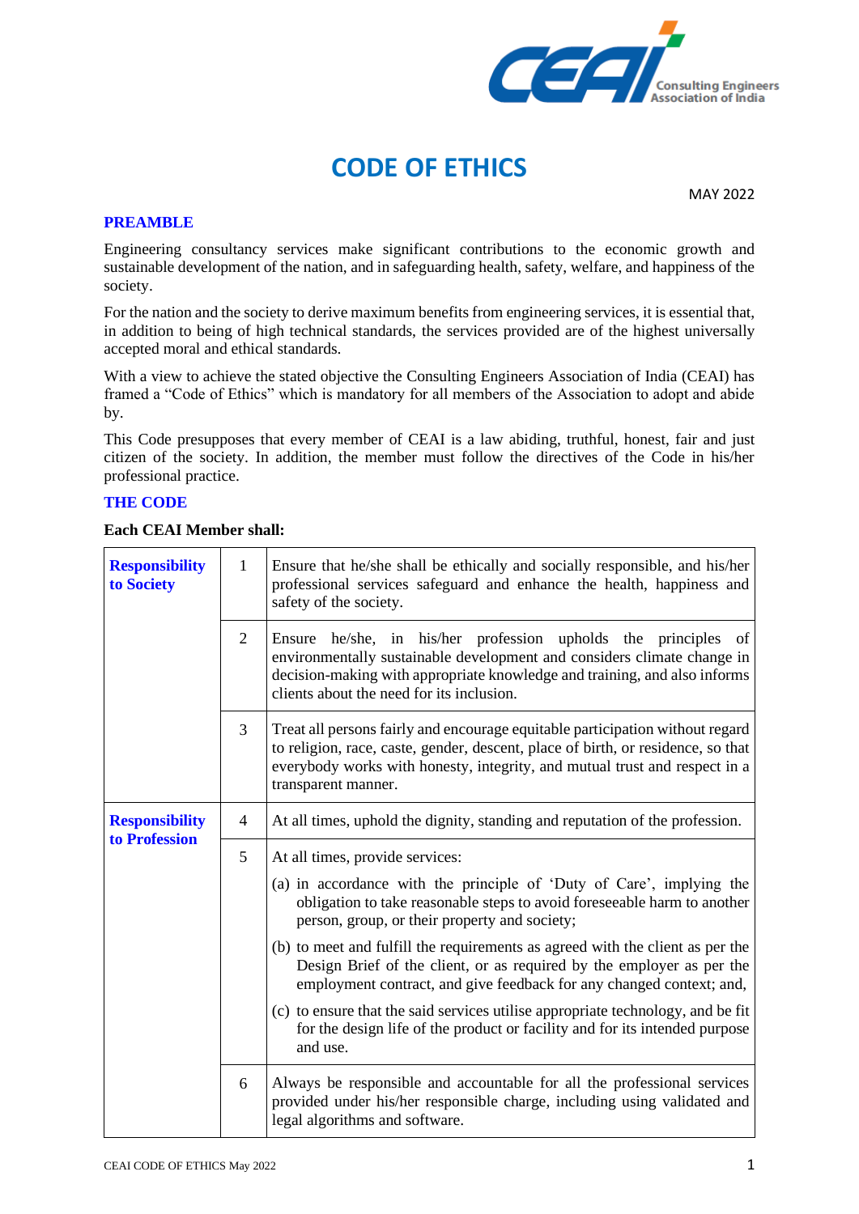# CODE OF ETHICS

MAY 2022

## PREAMBLE

Engineering consultancy services make significant contributions to the economic growth and sustainable development of the nation, and in safeguarding health, safety, welfare, and happiness of the society.

For the nation and the society to derive maximum benefits from engineering services, it is essential that, in addition to being of high technical standards, the services provided are of the highest universally accepted moral and ethical standards.

With a view to achieve the stated objective the Consulting Engineers Association of India (CEAI) has framed a "Code of Ethics" which is mandatory for all members of the Association to adopt and abide by.

This Code presupposes that every member of CEAI is a law abiding, truthful, honest, fair and just citizen of the society. In addition, the member must follow the directives of the Code in his/her professional practice.

## THE CODE

**Each CEAI Member shall:**

| | | |
|---|---|---|
| **Responsibility to Society** | 1 | Ensure that he/she shall be ethically and socially responsible, and his/her professional services safeguard and enhance the health, happiness and safety of the society. |
| | 2 | Ensure he/she, in his/her profession upholds the principles of environmentally sustainable development and considers climate change in decision-making with appropriate knowledge and training, and also informs clients about the need for its inclusion. |
| | 3 | Treat all persons fairly and encourage equitable participation without regard to religion, race, caste, gender, descent, place of birth, or residence, so that everybody works with honesty, integrity, and mutual trust and respect in a transparent manner. |
| **Responsibility to Profession** | 4 | At all times, uphold the dignity, standing and reputation of the profession. |
| | 5 | At all times, provide services:<br>(a) in accordance with the principle of 'Duty of Care', implying the obligation to take reasonable steps to avoid foreseeable harm to another person, group, or their property and society;<br>(b) to meet and fulfill the requirements as agreed with the client as per the Design Brief of the client, or as required by the employer as per the employment contract, and give feedback for any changed context; and,<br>(c) to ensure that the said services utilise appropriate technology, and be fit for the design life of the product or facility and for its intended purpose and use. |
| | 6 | Always be responsible and accountable for all the professional services provided under his/her responsible charge, including using validated and legal algorithms and software. |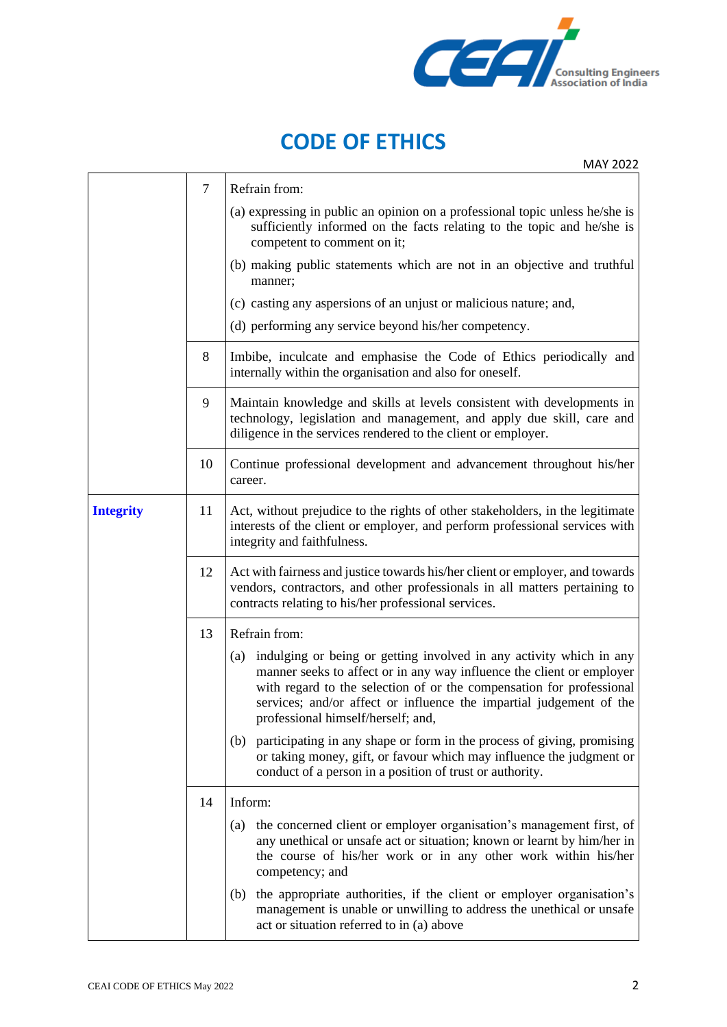# CODE OF ETHICS

MAY 2022

| | | |
|---|---|---|
| | 7 | Refrain from:<br>(a) expressing in public an opinion on a professional topic unless he/she is sufficiently informed on the facts relating to the topic and he/she is competent to comment on it;<br>(b) making public statements which are not in an objective and truthful manner;<br>(c) casting any aspersions of an unjust or malicious nature; and,<br>(d) performing any service beyond his/her competency. |
| | 8 | Imbibe, inculcate and emphasise the Code of Ethics periodically and internally within the organisation and also for oneself. |
| | 9 | Maintain knowledge and skills at levels consistent with developments in technology, legislation and management, and apply due skill, care and diligence in the services rendered to the client or employer. |
| | 10 | Continue professional development and advancement throughout his/her career. |
| **Integrity** | 11 | Act, without prejudice to the rights of other stakeholders, in the legitimate interests of the client or employer, and perform professional services with integrity and faithfulness. |
| | 12 | Act with fairness and justice towards his/her client or employer, and towards vendors, contractors, and other professionals in all matters pertaining to contracts relating to his/her professional services. |
| | 13 | Refrain from:<br>(a) indulging or being or getting involved in any activity which in any manner seeks to affect or in any way influence the client or employer with regard to the selection of or the compensation for professional services; and/or affect or influence the impartial judgement of the professional himself/herself; and,<br>(b) participating in any shape or form in the process of giving, promising or taking money, gift, or favour which may influence the judgment or conduct of a person in a position of trust or authority. |
| | 14 | Inform:<br>(a) the concerned client or employer organisation's management first, of any unethical or unsafe act or situation; known or learnt by him/her in the course of his/her work or in any other work within his/her competency; and<br>(b) the appropriate authorities, if the client or employer organisation's management is unable or unwilling to address the unethical or unsafe act or situation referred to in (a) above |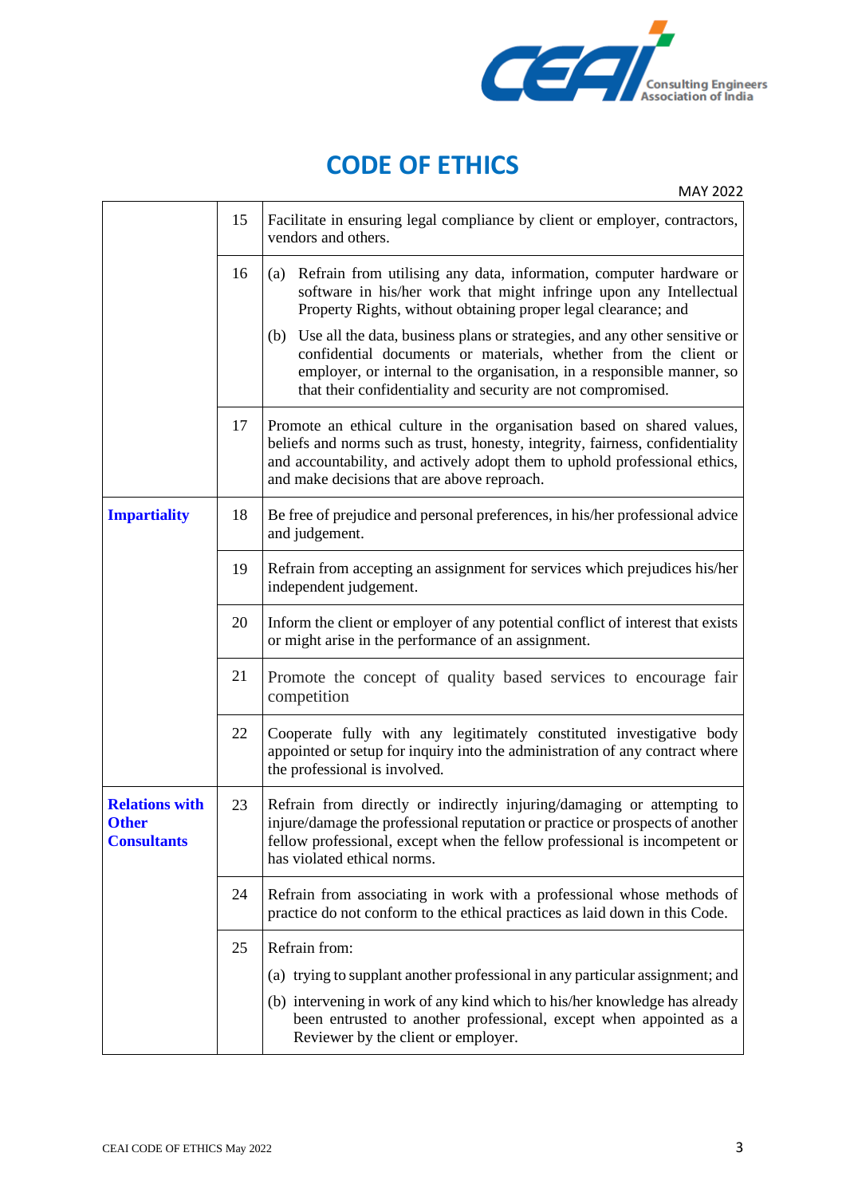# CODE OF ETHICS

MAY 2022

| | | |
|---|---|---|
| | 15 | Facilitate in ensuring legal compliance by client or employer, contractors, vendors and others. |
| | 16 | (a) Refrain from utilising any data, information, computer hardware or software in his/her work that might infringe upon any Intellectual Property Rights, without obtaining proper legal clearance; and<br>(b) Use all the data, business plans or strategies, and any other sensitive or confidential documents or materials, whether from the client or employer, or internal to the organisation, in a responsible manner, so that their confidentiality and security are not compromised. |
| | 17 | Promote an ethical culture in the organisation based on shared values, beliefs and norms such as trust, honesty, integrity, fairness, confidentiality and accountability, and actively adopt them to uphold professional ethics, and make decisions that are above reproach. |
| **Impartiality** | 18 | Be free of prejudice and personal preferences, in his/her professional advice and judgement. |
| | 19 | Refrain from accepting an assignment for services which prejudices his/her independent judgement. |
| | 20 | Inform the client or employer of any potential conflict of interest that exists or might arise in the performance of an assignment. |
| | 21 | Promote the concept of quality based services to encourage fair competition |
| | 22 | Cooperate fully with any legitimately constituted investigative body appointed or setup for inquiry into the administration of any contract where the professional is involved. |
| **Relations with Other Consultants** | 23 | Refrain from directly or indirectly injuring/damaging or attempting to injure/damage the professional reputation or practice or prospects of another fellow professional, except when the fellow professional is incompetent or has violated ethical norms. |
| | 24 | Refrain from associating in work with a professional whose methods of practice do not conform to the ethical practices as laid down in this Code. |
| | 25 | Refrain from:<br>(a) trying to supplant another professional in any particular assignment; and<br>(b) intervening in work of any kind which to his/her knowledge has already been entrusted to another professional, except when appointed as a Reviewer by the client or employer. |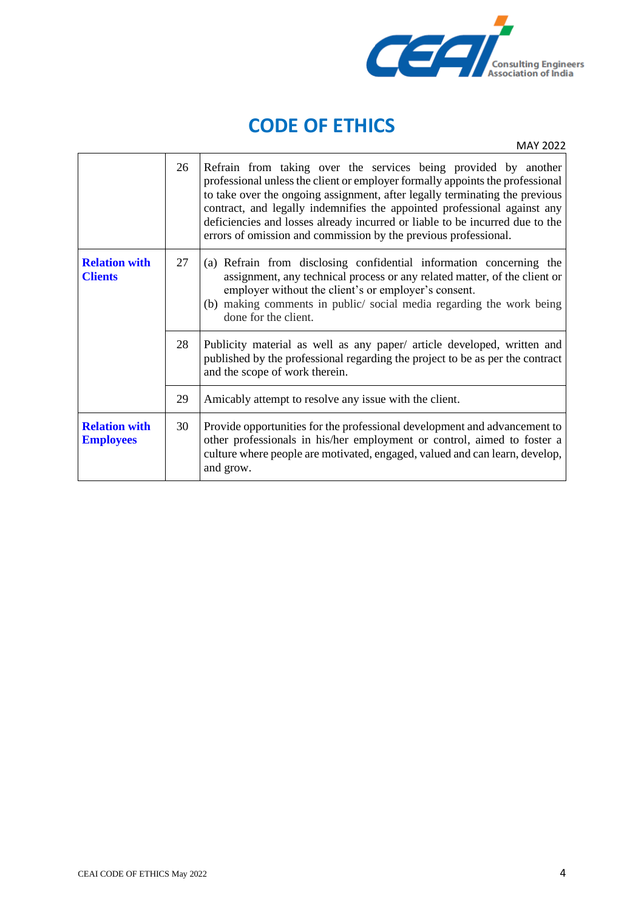# CODE OF ETHICS

MAY 2022

| | | |
|---|---|---|
| | 26 | Refrain from taking over the services being provided by another professional unless the client or employer formally appoints the professional to take over the ongoing assignment, after legally terminating the previous contract, and legally indemnifies the appointed professional against any deficiencies and losses already incurred or liable to be incurred due to the errors of omission and commission by the previous professional. |
| **Relation with Clients** | 27 | (a) Refrain from disclosing confidential information concerning the assignment, any technical process or any related matter, of the client or employer without the client's or employer's consent.<br>(b) making comments in public/ social media regarding the work being done for the client. |
| | 28 | Publicity material as well as any paper/ article developed, written and published by the professional regarding the project to be as per the contract and the scope of work therein. |
| | 29 | Amicably attempt to resolve any issue with the client. |
| **Relation with Employees** | 30 | Provide opportunities for the professional development and advancement to other professionals in his/her employment or control, aimed to foster a culture where people are motivated, engaged, valued and can learn, develop, and grow. |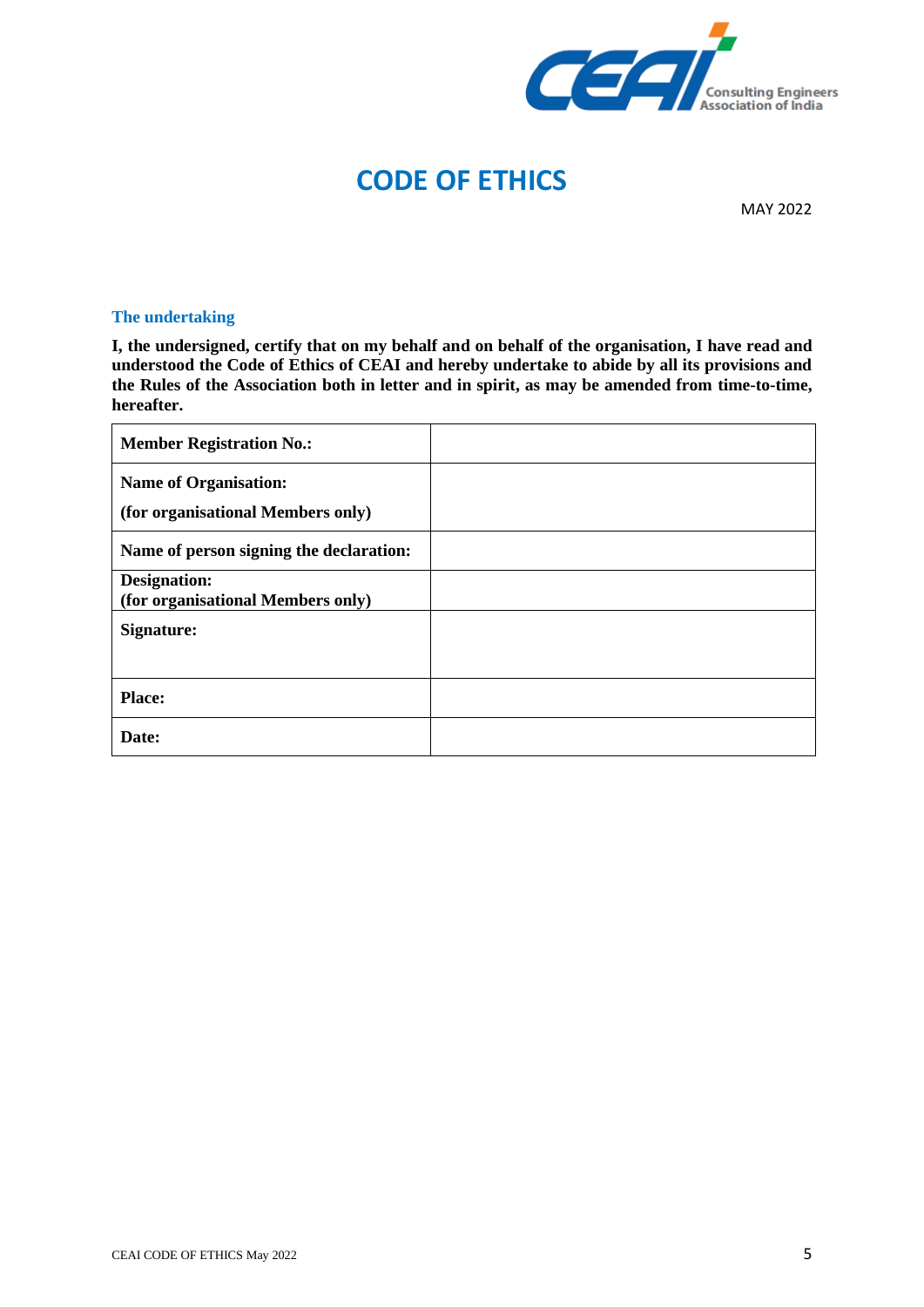# CODE OF ETHICS

MAY 2022

### The undertaking

**I, the undersigned, certify that on my behalf and on behalf of the organisation, I have read and understood the Code of Ethics of CEAI and hereby undertake to abide by all its provisions and the Rules of the Association both in letter and in spirit, as may be amended from time-to-time, hereafter.**

| | |
|---|---|
| **Member Registration No.:** | |
| **Name of Organisation:** (for organisational Members only) | |
| **Name of person signing the declaration:** | |
| **Designation:** (for organisational Members only) | |
| **Signature:** | |
| **Place:** | |
| **Date:** | |